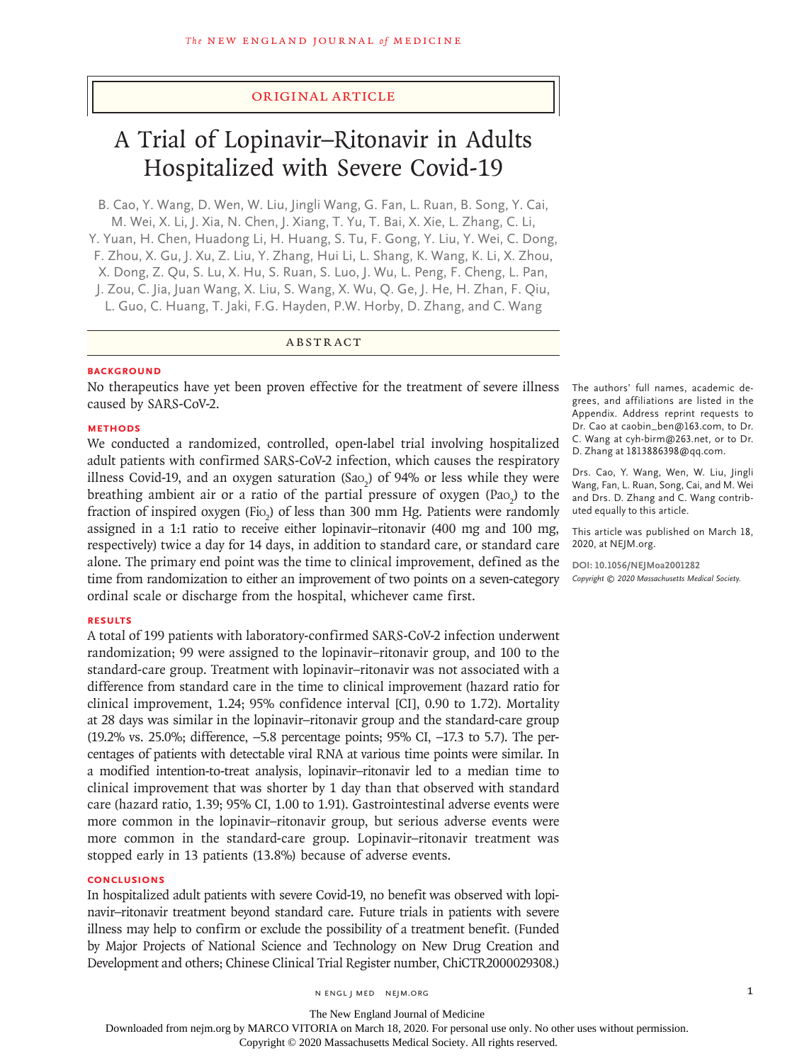ORIGINAL ARTICLE

# A Trial of Lopinavir–Ritonavir in Adults Hospitalized with Severe Covid-19

B. Cao, Y. Wang, D. Wen, W. Liu, Jingli Wang, G. Fan, L. Ruan, B. Song, Y. Cai, M. Wei, X. Li, J. Xia, N. Chen, J. Xiang, T. Yu, T. Bai, X. Xie, L. Zhang, C. Li, Y. Yuan, H. Chen, Huadong Li, H. Huang, S. Tu, F. Gong, Y. Liu, Y. Wei, C. Dong, F. Zhou, X. Gu, J. Xu, Z. Liu, Y. Zhang, Hui Li, L. Shang, K. Wang, K. Li, X. Zhou, X. Dong, Z. Qu, S. Lu, X. Hu, S. Ruan, S. Luo, J. Wu, L. Peng, F. Cheng, L. Pan, J. Zou, C. Jia, Juan Wang, X. Liu, S. Wang, X. Wu, Q. Ge, J. He, H. Zhan, F. Qiu, L. Guo, C. Huang, T. Jaki, F.G. Hayden, P.W. Horby, D. Zhang, and C. Wang

## ABSTRACT

### BACKGROUND

No therapeutics have yet been proven effective for the treatment of severe illness caused by SARS-CoV-2.

### METHODS

We conducted a randomized, controlled, open-label trial involving hospitalized adult patients with confirmed SARS-CoV-2 infection, which causes the respiratory illness Covid-19, and an oxygen saturation ($Sa_{O_2}$) of 94% or less while they were breathing ambient air or a ratio of the partial pressure of oxygen ($Pa_{O_2}$) to the fraction of inspired oxygen ($Fi_{O_2}$) of less than 300 mm Hg. Patients were randomly assigned in a 1:1 ratio to receive either lopinavir–ritonavir (400 mg and 100 mg, respectively) twice a day for 14 days, in addition to standard care, or standard care alone. The primary end point was the time to clinical improvement, defined as the time from randomization to either an improvement of two points on a seven-category ordinal scale or discharge from the hospital, whichever came first.

### RESULTS

A total of 199 patients with laboratory-confirmed SARS-CoV-2 infection underwent randomization; 99 were assigned to the lopinavir–ritonavir group, and 100 to the standard-care group. Treatment with lopinavir–ritonavir was not associated with a difference from standard care in the time to clinical improvement (hazard ratio for clinical improvement, 1.24; 95% confidence interval [CI], 0.90 to 1.72). Mortality at 28 days was similar in the lopinavir–ritonavir group and the standard-care group (19.2% vs. 25.0%; difference, −5.8 percentage points; 95% CI, −17.3 to 5.7). The percentages of patients with detectable viral RNA at various time points were similar. In a modified intention-to-treat analysis, lopinavir–ritonavir led to a median time to clinical improvement that was shorter by 1 day than that observed with standard care (hazard ratio, 1.39; 95% CI, 1.00 to 1.91). Gastrointestinal adverse events were more common in the lopinavir–ritonavir group, but serious adverse events were more common in the standard-care group. Lopinavir–ritonavir treatment was stopped early in 13 patients (13.8%) because of adverse events.

### CONCLUSIONS

In hospitalized adult patients with severe Covid-19, no benefit was observed with lopinavir–ritonavir treatment beyond standard care. Future trials in patients with severe illness may help to confirm or exclude the possibility of a treatment benefit. (Funded by Major Projects of National Science and Technology on New Drug Creation and Development and others; Chinese Clinical Trial Register number, ChiCTR2000029308.)

The authors' full names, academic degrees, and affiliations are listed in the Appendix. Address reprint requests to Dr. Cao at caobin_ben@163.com, to Dr. C. Wang at cyh-birm@263.net, or to Dr. D. Zhang at 1813886398@qq.com.

Drs. Cao, Y. Wang, Wen, W. Liu, Jingli Wang, Fan, L. Ruan, Song, Cai, and M. Wei and Drs. D. Zhang and C. Wang contributed equally to this article.

This article was published on March 18, 2020, at NEJM.org.

DOI: 10.1056/NEJMoa2001282

Copyright © 2020 Massachusetts Medical Society.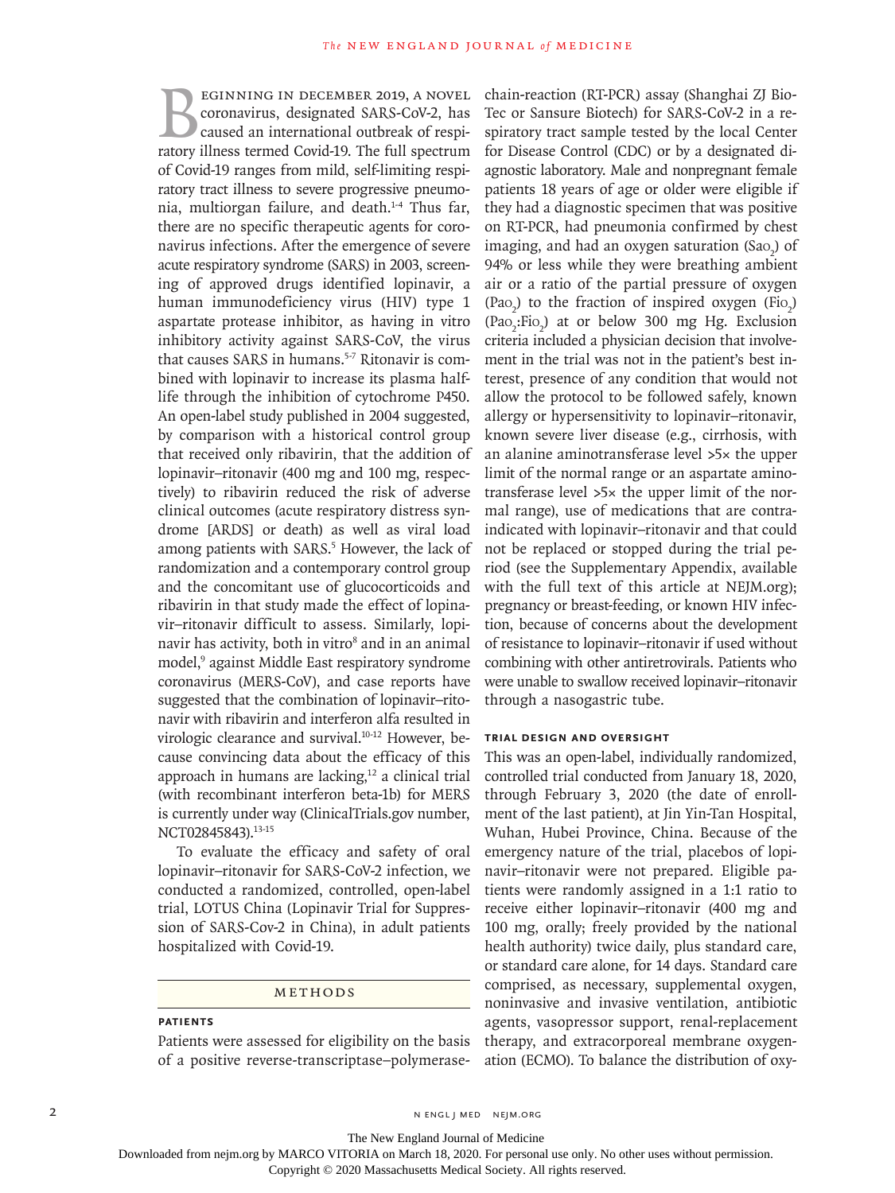Beginning in December 2019, a novel coronavirus, designated SARS-CoV-2, has caused an international outbreak of respiratory illness termed Covid-19. The full spectrum of Covid-19 ranges from mild, self-limiting respiratory tract illness to severe progressive pneumonia, multiorgan failure, and death.[1-4] Thus far, there are no specific therapeutic agents for coronavirus infections. After the emergence of severe acute respiratory syndrome (SARS) in 2003, screening of approved drugs identified lopinavir, a human immunodeficiency virus (HIV) type 1 aspartate protease inhibitor, as having in vitro inhibitory activity against SARS-CoV, the virus that causes SARS in humans.[5-7] Ritonavir is combined with lopinavir to increase its plasma half-life through the inhibition of cytochrome P450. An open-label study published in 2004 suggested, by comparison with a historical control group that received only ribavirin, that the addition of lopinavir–ritonavir (400 mg and 100 mg, respectively) to ribavirin reduced the risk of adverse clinical outcomes (acute respiratory distress syndrome [ARDS] or death) as well as viral load among patients with SARS.[5] However, the lack of randomization and a contemporary control group and the concomitant use of glucocorticoids and ribavirin in that study made the effect of lopinavir–ritonavir difficult to assess. Similarly, lopinavir has activity, both in vitro[8] and in an animal model,[9] against Middle East respiratory syndrome coronavirus (MERS-CoV), and case reports have suggested that the combination of lopinavir–ritonavir with ribavirin and interferon alfa resulted in virologic clearance and survival.[10-12] However, because convincing data about the efficacy of this approach in humans are lacking,[12] a clinical trial (with recombinant interferon beta-1b) for MERS is currently under way (ClinicalTrials.gov number, NCT02845843).[13-15]

To evaluate the efficacy and safety of oral lopinavir–ritonavir for SARS-CoV-2 infection, we conducted a randomized, controlled, open-label trial, LOTUS China (Lopinavir Trial for Suppression of SARS-Cov-2 in China), in adult patients hospitalized with Covid-19.

## Methods

### Patients

Patients were assessed for eligibility on the basis of a positive reverse-transcriptase–polymerase-chain-reaction (RT-PCR) assay (Shanghai ZJ Bio-Tec or Sansure Biotech) for SARS-CoV-2 in a respiratory tract sample tested by the local Center for Disease Control (CDC) or by a designated diagnostic laboratory. Male and nonpregnant female patients 18 years of age or older were eligible if they had a diagnostic specimen that was positive on RT-PCR, had pneumonia confirmed by chest imaging, and had an oxygen saturation ($Sa_{O_2}$) of 94% or less while they were breathing ambient air or a ratio of the partial pressure of oxygen ($Pa_{O_2}$) to the fraction of inspired oxygen ($Fi_{O_2}$) ($Pa_{O_2}$:$Fi_{O_2}$) at or below 300 mg Hg. Exclusion criteria included a physician decision that involvement in the trial was not in the patient's best interest, presence of any condition that would not allow the protocol to be followed safely, known allergy or hypersensitivity to lopinavir–ritonavir, known severe liver disease (e.g., cirrhosis, with an alanine aminotransferase level >5× the upper limit of the normal range or an aspartate aminotransferase level >5× the upper limit of the normal range), use of medications that are contraindicated with lopinavir–ritonavir and that could not be replaced or stopped during the trial period (see the Supplementary Appendix, available with the full text of this article at NEJM.org); pregnancy or breast-feeding, or known HIV infection, because of concerns about the development of resistance to lopinavir–ritonavir if used without combining with other antiretrovirals. Patients who were unable to swallow received lopinavir–ritonavir through a nasogastric tube.

### Trial Design and Oversight

This was an open-label, individually randomized, controlled trial conducted from January 18, 2020, through February 3, 2020 (the date of enrollment of the last patient), at Jin Yin-Tan Hospital, Wuhan, Hubei Province, China. Because of the emergency nature of the trial, placebos of lopinavir–ritonavir were not prepared. Eligible patients were randomly assigned in a 1:1 ratio to receive either lopinavir–ritonavir (400 mg and 100 mg, orally; freely provided by the national health authority) twice daily, plus standard care, or standard care alone, for 14 days. Standard care comprised, as necessary, supplemental oxygen, noninvasive and invasive ventilation, antibiotic agents, vasopressor support, renal-replacement therapy, and extracorporeal membrane oxygenation (ECMO). To balance the distribution of oxy-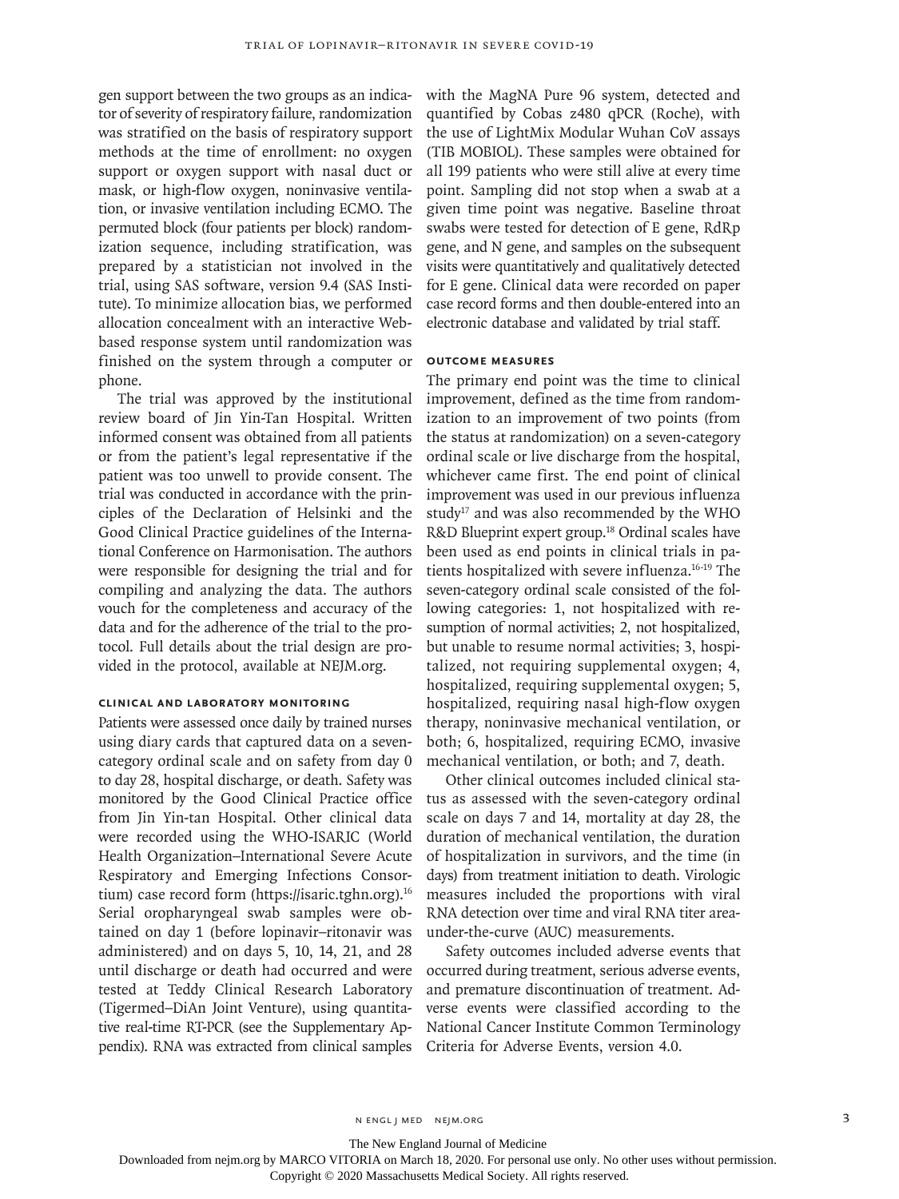gen support between the two groups as an indicator of severity of respiratory failure, randomization was stratified on the basis of respiratory support methods at the time of enrollment: no oxygen support or oxygen support with nasal duct or mask, or high-flow oxygen, noninvasive ventilation, or invasive ventilation including ECMO. The permuted block (four patients per block) randomization sequence, including stratification, was prepared by a statistician not involved in the trial, using SAS software, version 9.4 (SAS Institute). To minimize allocation bias, we performed allocation concealment with an interactive Web-based response system until randomization was finished on the system through a computer or phone.

The trial was approved by the institutional review board of Jin Yin-Tan Hospital. Written informed consent was obtained from all patients or from the patient's legal representative if the patient was too unwell to provide consent. The trial was conducted in accordance with the principles of the Declaration of Helsinki and the Good Clinical Practice guidelines of the International Conference on Harmonisation. The authors were responsible for designing the trial and for compiling and analyzing the data. The authors vouch for the completeness and accuracy of the data and for the adherence of the trial to the protocol. Full details about the trial design are provided in the protocol, available at NEJM.org.

### Clinical and Laboratory Monitoring

Patients were assessed once daily by trained nurses using diary cards that captured data on a seven-category ordinal scale and on safety from day 0 to day 28, hospital discharge, or death. Safety was monitored by the Good Clinical Practice office from Jin Yin-tan Hospital. Other clinical data were recorded using the WHO-ISARIC (World Health Organization–International Severe Acute Respiratory and Emerging Infections Consortium) case record form (https://isaric.tghn.org).[16] Serial oropharyngeal swab samples were obtained on day 1 (before lopinavir–ritonavir was administered) and on days 5, 10, 14, 21, and 28 until discharge or death had occurred and were tested at Teddy Clinical Research Laboratory (Tigermed–DiAn Joint Venture), using quantitative real-time RT-PCR (see the Supplementary Appendix). RNA was extracted from clinical samples with the MagNA Pure 96 system, detected and quantified by Cobas z480 qPCR (Roche), with the use of LightMix Modular Wuhan CoV assays (TIB MOBIOL). These samples were obtained for all 199 patients who were still alive at every time point. Sampling did not stop when a swab at a given time point was negative. Baseline throat swabs were tested for detection of E gene, RdRp gene, and N gene, and samples on the subsequent visits were quantitatively and qualitatively detected for E gene. Clinical data were recorded on paper case record forms and then double-entered into an electronic database and validated by trial staff.

### Outcome Measures

The primary end point was the time to clinical improvement, defined as the time from randomization to an improvement of two points (from the status at randomization) on a seven-category ordinal scale or live discharge from the hospital, whichever came first. The end point of clinical improvement was used in our previous influenza study[17] and was also recommended by the WHO R&D Blueprint expert group.[18] Ordinal scales have been used as end points in clinical trials in patients hospitalized with severe influenza.[16-19] The seven-category ordinal scale consisted of the following categories: 1, not hospitalized with resumption of normal activities; 2, not hospitalized, but unable to resume normal activities; 3, hospitalized, not requiring supplemental oxygen; 4, hospitalized, requiring supplemental oxygen; 5, hospitalized, requiring nasal high-flow oxygen therapy, noninvasive mechanical ventilation, or both; 6, hospitalized, requiring ECMO, invasive mechanical ventilation, or both; and 7, death.

Other clinical outcomes included clinical status as assessed with the seven-category ordinal scale on days 7 and 14, mortality at day 28, the duration of mechanical ventilation, the duration of hospitalization in survivors, and the time (in days) from treatment initiation to death. Virologic measures included the proportions with viral RNA detection over time and viral RNA titer area-under-the-curve (AUC) measurements.

Safety outcomes included adverse events that occurred during treatment, serious adverse events, and premature discontinuation of treatment. Adverse events were classified according to the National Cancer Institute Common Terminology Criteria for Adverse Events, version 4.0.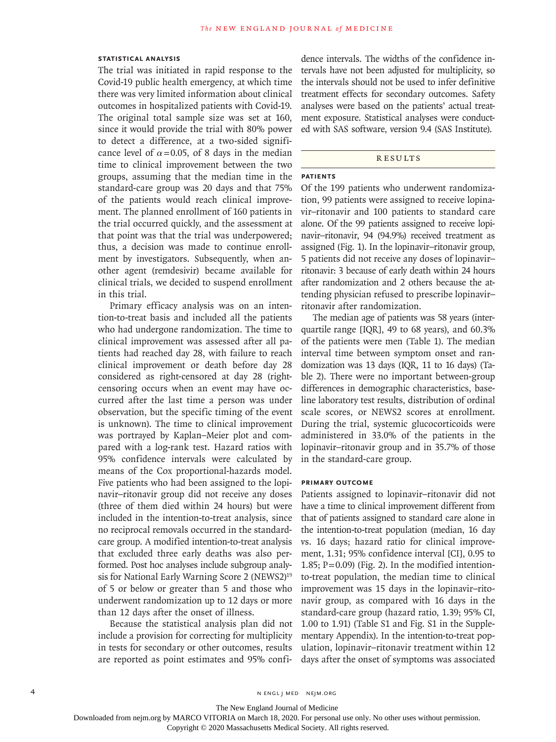### Statistical Analysis

The trial was initiated in rapid response to the Covid-19 public health emergency, at which time there was very limited information about clinical outcomes in hospitalized patients with Covid-19. The original total sample size was set at 160, since it would provide the trial with 80% power to detect a difference, at a two-sided significance level of $\alpha=0.05$, of 8 days in the median time to clinical improvement between the two groups, assuming that the median time in the standard-care group was 20 days and that 75% of the patients would reach clinical improvement. The planned enrollment of 160 patients in the trial occurred quickly, and the assessment at that point was that the trial was underpowered; thus, a decision was made to continue enrollment by investigators. Subsequently, when another agent (remdesivir) became available for clinical trials, we decided to suspend enrollment in this trial.

Primary efficacy analysis was on an intention-to-treat basis and included all the patients who had undergone randomization. The time to clinical improvement was assessed after all patients had reached day 28, with failure to reach clinical improvement or death before day 28 considered as right-censored at day 28 (right-censoring occurs when an event may have occurred after the last time a person was under observation, but the specific timing of the event is unknown). The time to clinical improvement was portrayed by Kaplan–Meier plot and compared with a log-rank test. Hazard ratios with 95% confidence intervals were calculated by means of the Cox proportional-hazards model. Five patients who had been assigned to the lopinavir–ritonavir group did not receive any doses (three of them died within 24 hours) but were included in the intention-to-treat analysis, since no reciprocal removals occurred in the standard-care group. A modified intention-to-treat analysis that excluded three early deaths was also performed. Post hoc analyses include subgroup analysis for National Early Warning Score 2 (NEWS2)[19] of 5 or below or greater than 5 and those who underwent randomization up to 12 days or more than 12 days after the onset of illness.

Because the statistical analysis plan did not include a provision for correcting for multiplicity in tests for secondary or other outcomes, results are reported as point estimates and 95% confidence intervals. The widths of the confidence intervals have not been adjusted for multiplicity, so the intervals should not be used to infer definitive treatment effects for secondary outcomes. Safety analyses were based on the patients' actual treatment exposure. Statistical analyses were conducted with SAS software, version 9.4 (SAS Institute).

## Results

### Patients

Of the 199 patients who underwent randomization, 99 patients were assigned to receive lopinavir–ritonavir and 100 patients to standard care alone. Of the 99 patients assigned to receive lopinavir–ritonavir, 94 (94.9%) received treatment as assigned (Fig. 1). In the lopinavir–ritonavir group, 5 patients did not receive any doses of lopinavir–ritonavir: 3 because of early death within 24 hours after randomization and 2 others because the attending physician refused to prescribe lopinavir–ritonavir after randomization.

The median age of patients was 58 years (interquartile range [IQR], 49 to 68 years), and 60.3% of the patients were men (Table 1). The median interval time between symptom onset and randomization was 13 days (IQR, 11 to 16 days) (Table 2). There were no important between-group differences in demographic characteristics, baseline laboratory test results, distribution of ordinal scale scores, or NEWS2 scores at enrollment. During the trial, systemic glucocorticoids were administered in 33.0% of the patients in the lopinavir–ritonavir group and in 35.7% of those in the standard-care group.

### Primary Outcome

Patients assigned to lopinavir–ritonavir did not have a time to clinical improvement different from that of patients assigned to standard care alone in the intention-to-treat population (median, 16 day vs. 16 days; hazard ratio for clinical improvement, 1.31; 95% confidence interval [CI], 0.95 to 1.85; P=0.09) (Fig. 2). In the modified intention-to-treat population, the median time to clinical improvement was 15 days in the lopinavir–ritonavir group, as compared with 16 days in the standard-care group (hazard ratio, 1.39; 95% CI, 1.00 to 1.91) (Table S1 and Fig. S1 in the Supplementary Appendix). In the intention-to-treat population, lopinavir–ritonavir treatment within 12 days after the onset of symptoms was associated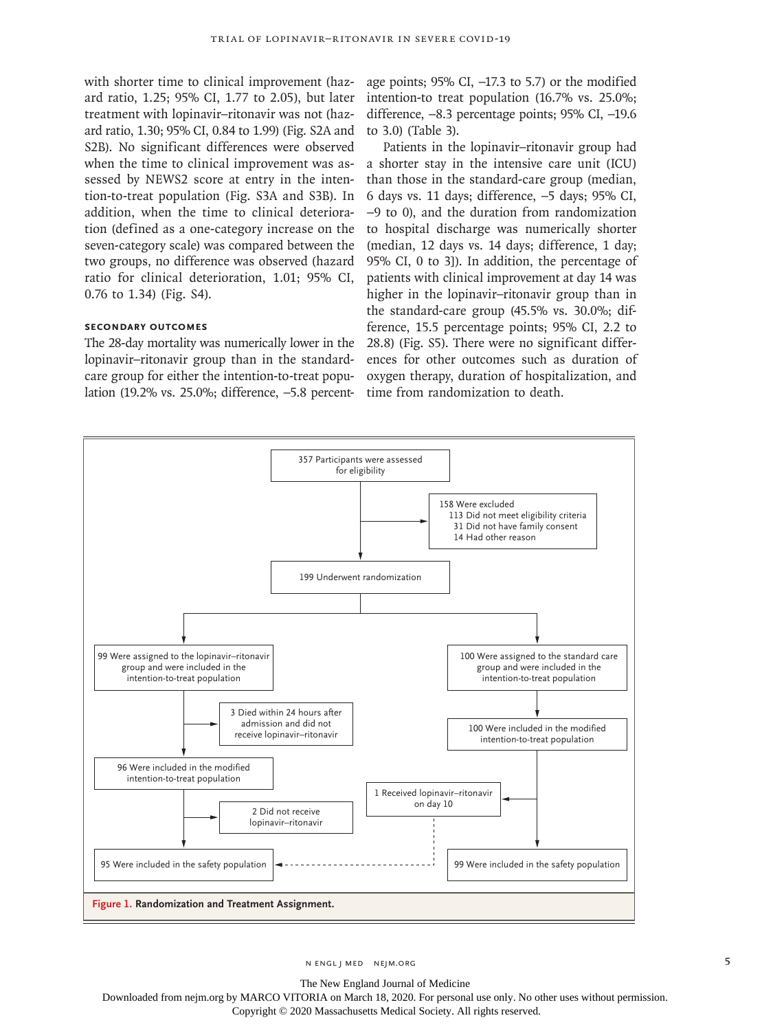with shorter time to clinical improvement (hazard ratio, 1.25; 95% CI, 1.77 to 2.05), but later treatment with lopinavir–ritonavir was not (hazard ratio, 1.30; 95% CI, 0.84 to 1.99) (Fig. S2A and S2B). No significant differences were observed when the time to clinical improvement was assessed by NEWS2 score at entry in the intention-to-treat population (Fig. S3A and S3B). In addition, when the time to clinical deterioration (defined as a one-category increase on the seven-category scale) was compared between the two groups, no difference was observed (hazard ratio for clinical deterioration, 1.01; 95% CI, 0.76 to 1.34) (Fig. S4).

### SECONDARY OUTCOMES

The 28-day mortality was numerically lower in the lopinavir–ritonavir group than in the standard-care group for either the intention-to-treat population (19.2% vs. 25.0%; difference, −5.8 percentage points; 95% CI, −17.3 to 5.7) or the modified intention-to treat population (16.7% vs. 25.0%; difference, −8.3 percentage points; 95% CI, −19.6 to 3.0) (Table 3).

Patients in the lopinavir–ritonavir group had a shorter stay in the intensive care unit (ICU) than those in the standard-care group (median, 6 days vs. 11 days; difference, −5 days; 95% CI, −9 to 0), and the duration from randomization to hospital discharge was numerically shorter (median, 12 days vs. 14 days; difference, 1 day; 95% CI, 0 to 3]). In addition, the percentage of patients with clinical improvement at day 14 was higher in the lopinavir–ritonavir group than in the standard-care group (45.5% vs. 30.0%; difference, 15.5 percentage points; 95% CI, 2.2 to 28.8) (Fig. S5). There were no significant differences for other outcomes such as duration of oxygen therapy, duration of hospitalization, and time from randomization to death.

- 357 Participants were assessed for eligibility
  - 158 Were excluded
    - 113 Did not meet eligibility criteria
    - 31 Did not have family consent
    - 14 Had other reason
- 199 Underwent randomization
  - 99 Were assigned to the lopinavir–ritonavir group and were included in the intention-to-treat population
    - 3 Died within 24 hours after admission and did not receive lopinavir–ritonavir
    - 96 Were included in the modified intention-to-treat population
    - 2 Did not receive lopinavir–ritonavir
    - 95 Were included in the safety population
  - 100 Were assigned to the standard care group and were included in the intention-to-treat population
    - 100 Were included in the modified intention-to-treat population
    - 1 Received lopinavir–ritonavir on day 10
    - 99 Were included in the safety population

**Figure 1. Randomization and Treatment Assignment.**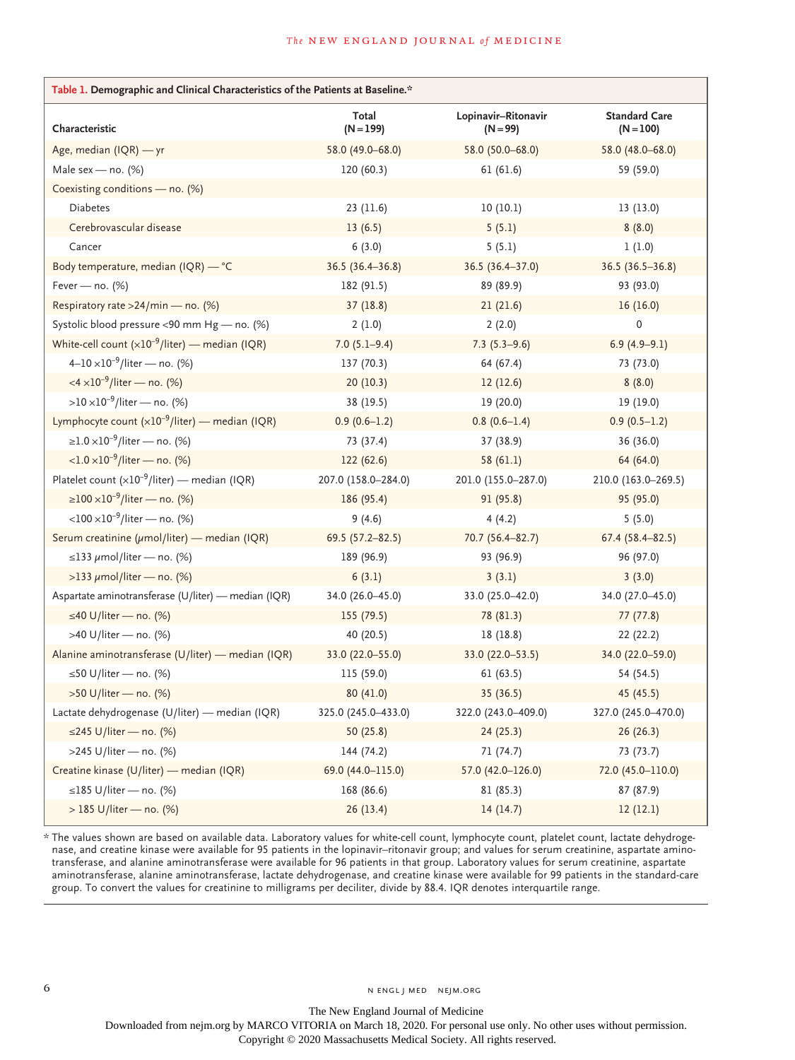**Table 1. Demographic and Clinical Characteristics of the Patients at Baseline.***

| Characteristic | Total (N=199) | Lopinavir–Ritonavir (N=99) | Standard Care (N=100) |
|---|---|---|---|
| Age, median (IQR) — yr | 58.0 (49.0–68.0) | 58.0 (50.0–68.0) | 58.0 (48.0–68.0) |
| Male sex — no. (%) | 120 (60.3) | 61 (61.6) | 59 (59.0) |
| Coexisting conditions — no. (%) | | | |
| Diabetes | 23 (11.6) | 10 (10.1) | 13 (13.0) |
| Cerebrovascular disease | 13 (6.5) | 5 (5.1) | 8 (8.0) |
| Cancer | 6 (3.0) | 5 (5.1) | 1 (1.0) |
| Body temperature, median (IQR) — °C | 36.5 (36.4–36.8) | 36.5 (36.4–37.0) | 36.5 (36.5–36.8) |
| Fever — no. (%) | 182 (91.5) | 89 (89.9) | 93 (93.0) |
| Respiratory rate >24/min — no. (%) | 37 (18.8) | 21 (21.6) | 16 (16.0) |
| Systolic blood pressure <90 mm Hg — no. (%) | 2 (1.0) | 2 (2.0) | 0 |
| White-cell count ($\times 10^{-9}$/liter) — median (IQR) | 7.0 (5.1–9.4) | 7.3 (5.3–9.6) | 6.9 (4.9–9.1) |
| 4–10 $\times 10^{-9}$/liter — no. (%) | 137 (70.3) | 64 (67.4) | 73 (73.0) |
| <4 $\times 10^{-9}$/liter — no. (%) | 20 (10.3) | 12 (12.6) | 8 (8.0) |
| >10 $\times 10^{-9}$/liter — no. (%) | 38 (19.5) | 19 (20.0) | 19 (19.0) |
| Lymphocyte count ($\times 10^{-9}$/liter) — median (IQR) | 0.9 (0.6–1.2) | 0.8 (0.6–1.4) | 0.9 (0.5–1.2) |
| ≥1.0 $\times 10^{-9}$/liter — no. (%) | 73 (37.4) | 37 (38.9) | 36 (36.0) |
| <1.0 $\times 10^{-9}$/liter — no. (%) | 122 (62.6) | 58 (61.1) | 64 (64.0) |
| Platelet count ($\times 10^{-9}$/liter) — median (IQR) | 207.0 (158.0–284.0) | 201.0 (155.0–287.0) | 210.0 (163.0–269.5) |
| ≥100 $\times 10^{-9}$/liter — no. (%) | 186 (95.4) | 91 (95.8) | 95 (95.0) |
| <100 $\times 10^{-9}$/liter — no. (%) | 9 (4.6) | 4 (4.2) | 5 (5.0) |
| Serum creatinine (μmol/liter) — median (IQR) | 69.5 (57.2–82.5) | 70.7 (56.4–82.7) | 67.4 (58.4–82.5) |
| ≤133 μmol/liter — no. (%) | 189 (96.9) | 93 (96.9) | 96 (97.0) |
| >133 μmol/liter — no. (%) | 6 (3.1) | 3 (3.1) | 3 (3.0) |
| Aspartate aminotransferase (U/liter) — median (IQR) | 34.0 (26.0–45.0) | 33.0 (25.0–42.0) | 34.0 (27.0–45.0) |
| ≤40 U/liter — no. (%) | 155 (79.5) | 78 (81.3) | 77 (77.8) |
| >40 U/liter — no. (%) | 40 (20.5) | 18 (18.8) | 22 (22.2) |
| Alanine aminotransferase (U/liter) — median (IQR) | 33.0 (22.0–55.0) | 33.0 (22.0–53.5) | 34.0 (22.0–59.0) |
| ≤50 U/liter — no. (%) | 115 (59.0) | 61 (63.5) | 54 (54.5) |
| >50 U/liter — no. (%) | 80 (41.0) | 35 (36.5) | 45 (45.5) |
| Lactate dehydrogenase (U/liter) — median (IQR) | 325.0 (245.0–433.0) | 322.0 (243.0–409.0) | 327.0 (245.0–470.0) |
| ≤245 U/liter — no. (%) | 50 (25.8) | 24 (25.3) | 26 (26.3) |
| >245 U/liter — no. (%) | 144 (74.2) | 71 (74.7) | 73 (73.7) |
| Creatine kinase (U/liter) — median (IQR) | 69.0 (44.0–115.0) | 57.0 (42.0–126.0) | 72.0 (45.0–110.0) |
| ≤185 U/liter — no. (%) | 168 (86.6) | 81 (85.3) | 87 (87.9) |
| > 185 U/liter — no. (%) | 26 (13.4) | 14 (14.7) | 12 (12.1) |

\* The values shown are based on available data. Laboratory values for white-cell count, lymphocyte count, platelet count, lactate dehydrogenase, and creatine kinase were available for 95 patients in the lopinavir–ritonavir group; and values for serum creatinine, aspartate aminotransferase, and alanine aminotransferase were available for 96 patients in that group. Laboratory values for serum creatinine, aspartate aminotransferase, alanine aminotransferase, lactate dehydrogenase, and creatine kinase were available for 99 patients in the standard-care group. To convert the values for creatinine to milligrams per deciliter, divide by 88.4. IQR denotes interquartile range.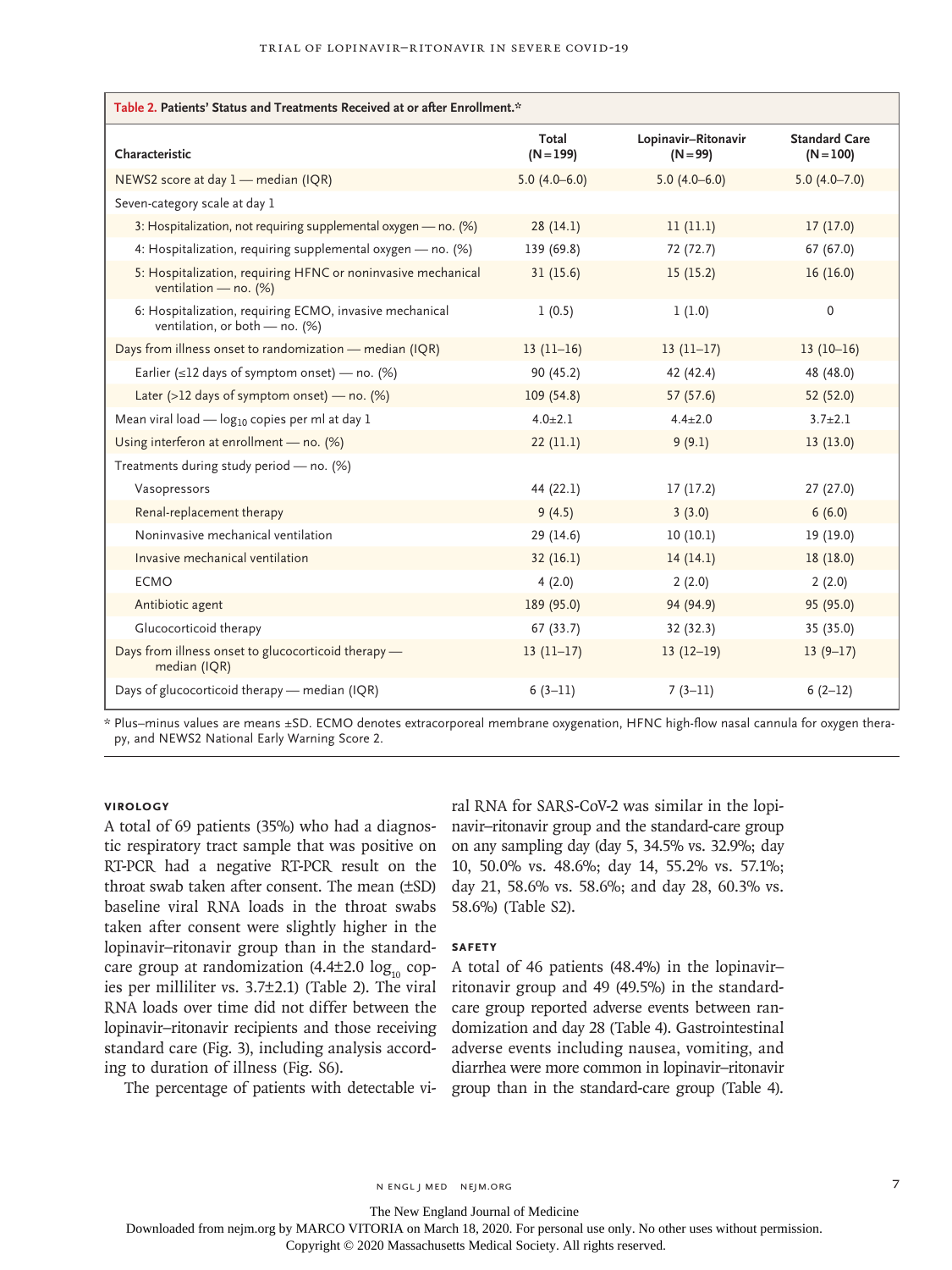**Table 2. Patients' Status and Treatments Received at or after Enrollment.***

| Characteristic | Total (N=199) | Lopinavir–Ritonavir (N=99) | Standard Care (N=100) |
|---|---|---|---|
| NEWS2 score at day 1 — median (IQR) | 5.0 (4.0–6.0) | 5.0 (4.0–6.0) | 5.0 (4.0–7.0) |
| Seven-category scale at day 1 | | | |
| 3: Hospitalization, not requiring supplemental oxygen — no. (%) | 28 (14.1) | 11 (11.1) | 17 (17.0) |
| 4: Hospitalization, requiring supplemental oxygen — no. (%) | 139 (69.8) | 72 (72.7) | 67 (67.0) |
| 5: Hospitalization, requiring HFNC or noninvasive mechanical ventilation — no. (%) | 31 (15.6) | 15 (15.2) | 16 (16.0) |
| 6: Hospitalization, requiring ECMO, invasive mechanical ventilation, or both — no. (%) | 1 (0.5) | 1 (1.0) | 0 |
| Days from illness onset to randomization — median (IQR) | 13 (11–16) | 13 (11–17) | 13 (10–16) |
| Earlier (≤12 days of symptom onset) — no. (%) | 90 (45.2) | 42 (42.4) | 48 (48.0) |
| Later (>12 days of symptom onset) — no. (%) | 109 (54.8) | 57 (57.6) | 52 (52.0) |
| Mean viral load — $\log_{10}$ copies per ml at day 1 | 4.0±2.1 | 4.4±2.0 | 3.7±2.1 |
| Using interferon at enrollment — no. (%) | 22 (11.1) | 9 (9.1) | 13 (13.0) |
| Treatments during study period — no. (%) | | | |
| Vasopressors | 44 (22.1) | 17 (17.2) | 27 (27.0) |
| Renal-replacement therapy | 9 (4.5) | 3 (3.0) | 6 (6.0) |
| Noninvasive mechanical ventilation | 29 (14.6) | 10 (10.1) | 19 (19.0) |
| Invasive mechanical ventilation | 32 (16.1) | 14 (14.1) | 18 (18.0) |
| ECMO | 4 (2.0) | 2 (2.0) | 2 (2.0) |
| Antibiotic agent | 189 (95.0) | 94 (94.9) | 95 (95.0) |
| Glucocorticoid therapy | 67 (33.7) | 32 (32.3) | 35 (35.0) |
| Days from illness onset to glucocorticoid therapy — median (IQR) | 13 (11–17) | 13 (12–19) | 13 (9–17) |
| Days of glucocorticoid therapy — median (IQR) | 6 (3–11) | 7 (3–11) | 6 (2–12) |

\* Plus–minus values are means ±SD. ECMO denotes extracorporeal membrane oxygenation, HFNC high-flow nasal cannula for oxygen therapy, and NEWS2 National Early Warning Score 2.

### Virology

A total of 69 patients (35%) who had a diagnostic respiratory tract sample that was positive on RT-PCR had a negative RT-PCR result on the throat swab taken after consent. The mean (±SD) baseline viral RNA loads in the throat swabs taken after consent were slightly higher in the lopinavir–ritonavir group than in the standard-care group at randomization (4.4±2.0 $\log_{10}$ copies per milliliter vs. 3.7±2.1) (Table 2). The viral RNA loads over time did not differ between the lopinavir–ritonavir recipients and those receiving standard care (Fig. 3), including analysis according to duration of illness (Fig. S6).

The percentage of patients with detectable viral RNA for SARS-CoV-2 was similar in the lopinavir–ritonavir group and the standard-care group on any sampling day (day 5, 34.5% vs. 32.9%; day 10, 50.0% vs. 48.6%; day 14, 55.2% vs. 57.1%; day 21, 58.6% vs. 58.6%; and day 28, 60.3% vs. 58.6%) (Table S2).

### Safety

A total of 46 patients (48.4%) in the lopinavir–ritonavir group and 49 (49.5%) in the standard-care group reported adverse events between randomization and day 28 (Table 4). Gastrointestinal adverse events including nausea, vomiting, and diarrhea were more common in lopinavir–ritonavir group than in the standard-care group (Table 4).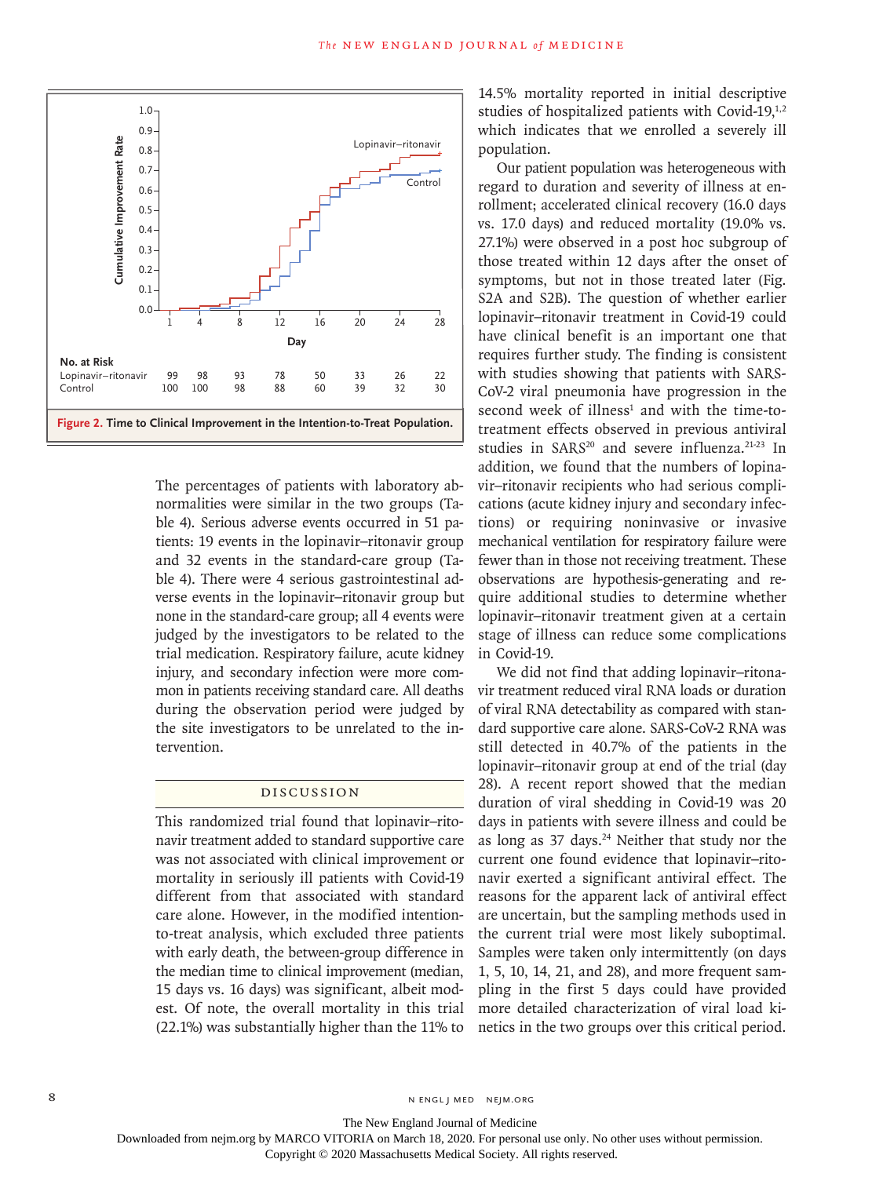| No. at Risk | 1 | 4 | 8 | 12 | 16 | 20 | 24 | 28 |
|---|---|---|---|---|---|---|---|---|
| Lopinavir–ritonavir | 99 | 98 | 93 | 78 | 50 | 33 | 26 | 22 |
| Control | 100 | 100 | 98 | 88 | 60 | 39 | 32 | 30 |

**Figure 2. Time to Clinical Improvement in the Intention-to-Treat Population.**

The percentages of patients with laboratory abnormalities were similar in the two groups (Table 4). Serious adverse events occurred in 51 patients: 19 events in the lopinavir–ritonavir group and 32 events in the standard-care group (Table 4). There were 4 serious gastrointestinal adverse events in the lopinavir–ritonavir group but none in the standard-care group; all 4 events were judged by the investigators to be related to the trial medication. Respiratory failure, acute kidney injury, and secondary infection were more common in patients receiving standard care. All deaths during the observation period were judged by the site investigators to be unrelated to the intervention.

## DISCUSSION

This randomized trial found that lopinavir–ritonavir treatment added to standard supportive care was not associated with clinical improvement or mortality in seriously ill patients with Covid-19 different from that associated with standard care alone. However, in the modified intention-to-treat analysis, which excluded three patients with early death, the between-group difference in the median time to clinical improvement (median, 15 days vs. 16 days) was significant, albeit modest. Of note, the overall mortality in this trial (22.1%) was substantially higher than the 11% to 14.5% mortality reported in initial descriptive studies of hospitalized patients with Covid-19,[1,2] which indicates that we enrolled a severely ill population.

Our patient population was heterogeneous with regard to duration and severity of illness at enrollment; accelerated clinical recovery (16.0 days vs. 17.0 days) and reduced mortality (19.0% vs. 27.1%) were observed in a post hoc subgroup of those treated within 12 days after the onset of symptoms, but not in those treated later (Fig. S2A and S2B). The question of whether earlier lopinavir–ritonavir treatment in Covid-19 could have clinical benefit is an important one that requires further study. The finding is consistent with studies showing that patients with SARS-CoV-2 viral pneumonia have progression in the second week of illness[1] and with the time-to-treatment effects observed in previous antiviral studies in SARS[20] and severe influenza.[21-23] In addition, we found that the numbers of lopinavir–ritonavir recipients who had serious complications (acute kidney injury and secondary infections) or requiring noninvasive or invasive mechanical ventilation for respiratory failure were fewer than in those not receiving treatment. These observations are hypothesis-generating and require additional studies to determine whether lopinavir–ritonavir treatment given at a certain stage of illness can reduce some complications in Covid-19.

We did not find that adding lopinavir–ritonavir treatment reduced viral RNA loads or duration of viral RNA detectability as compared with standard supportive care alone. SARS-CoV-2 RNA was still detected in 40.7% of the patients in the lopinavir–ritonavir group at end of the trial (day 28). A recent report showed that the median duration of viral shedding in Covid-19 was 20 days in patients with severe illness and could be as long as 37 days.[24] Neither that study nor the current one found evidence that lopinavir–ritonavir exerted a significant antiviral effect. The reasons for the apparent lack of antiviral effect are uncertain, but the sampling methods used in the current trial were most likely suboptimal. Samples were taken only intermittently (on days 1, 5, 10, 14, 21, and 28), and more frequent sampling in the first 5 days could have provided more detailed characterization of viral load kinetics in the two groups over this critical period.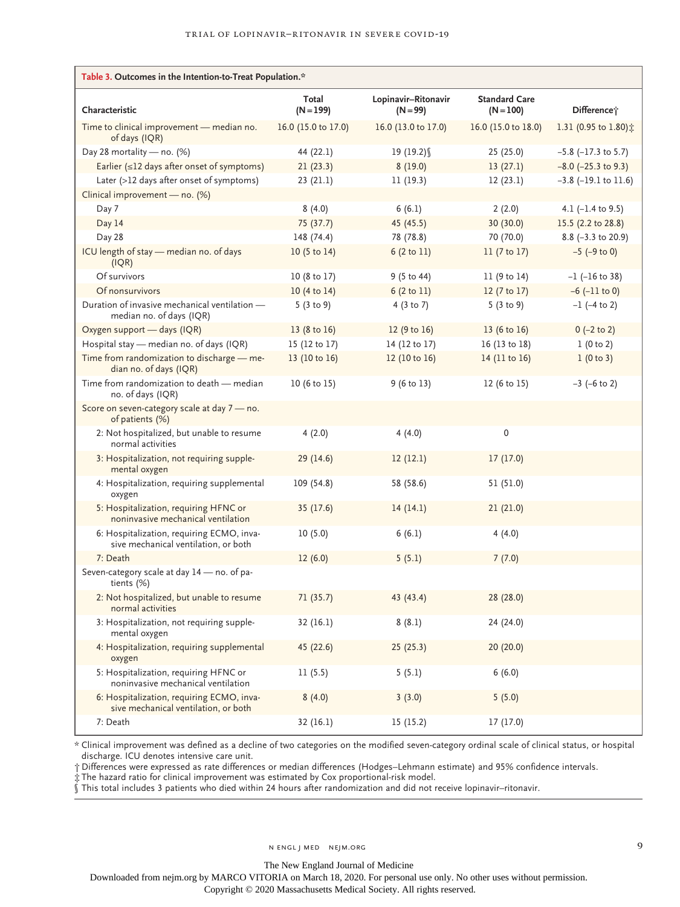**Table 3. Outcomes in the Intention-to-Treat Population.***

| Characteristic | Total (N=199) | Lopinavir–Ritonavir (N=99) | Standard Care (N=100) | Difference† |
|---|---|---|---|---|
| Time to clinical improvement — median no. of days (IQR) | 16.0 (15.0 to 17.0) | 16.0 (13.0 to 17.0) | 16.0 (15.0 to 18.0) | 1.31 (0.95 to 1.80)‡ |
| Day 28 mortality — no. (%) | 44 (22.1) | 19 (19.2)§ | 25 (25.0) | −5.8 (−17.3 to 5.7) |
| Earlier (≤12 days after onset of symptoms) | 21 (23.3) | 8 (19.0) | 13 (27.1) | −8.0 (−25.3 to 9.3) |
| Later (>12 days after onset of symptoms) | 23 (21.1) | 11 (19.3) | 12 (23.1) | −3.8 (−19.1 to 11.6) |
| Clinical improvement — no. (%) | | | | |
| Day 7 | 8 (4.0) | 6 (6.1) | 2 (2.0) | 4.1 (−1.4 to 9.5) |
| Day 14 | 75 (37.7) | 45 (45.5) | 30 (30.0) | 15.5 (2.2 to 28.8) |
| Day 28 | 148 (74.4) | 78 (78.8) | 70 (70.0) | 8.8 (−3.3 to 20.9) |
| ICU length of stay — median no. of days (IQR) | 10 (5 to 14) | 6 (2 to 11) | 11 (7 to 17) | −5 (−9 to 0) |
| Of survivors | 10 (8 to 17) | 9 (5 to 44) | 11 (9 to 14) | −1 (−16 to 38) |
| Of nonsurvivors | 10 (4 to 14) | 6 (2 to 11) | 12 (7 to 17) | −6 (−11 to 0) |
| Duration of invasive mechanical ventilation — median no. of days (IQR) | 5 (3 to 9) | 4 (3 to 7) | 5 (3 to 9) | −1 (−4 to 2) |
| Oxygen support — days (IQR) | 13 (8 to 16) | 12 (9 to 16) | 13 (6 to 16) | 0 (−2 to 2) |
| Hospital stay — median no. of days (IQR) | 15 (12 to 17) | 14 (12 to 17) | 16 (13 to 18) | 1 (0 to 2) |
| Time from randomization to discharge — median no. of days (IQR) | 13 (10 to 16) | 12 (10 to 16) | 14 (11 to 16) | 1 (0 to 3) |
| Time from randomization to death — median no. of days (IQR) | 10 (6 to 15) | 9 (6 to 13) | 12 (6 to 15) | −3 (−6 to 2) |
| Score on seven-category scale at day 7 — no. of patients (%) | | | | |
| 2: Not hospitalized, but unable to resume normal activities | 4 (2.0) | 4 (4.0) | 0 | |
| 3: Hospitalization, not requiring supplemental oxygen | 29 (14.6) | 12 (12.1) | 17 (17.0) | |
| 4: Hospitalization, requiring supplemental oxygen | 109 (54.8) | 58 (58.6) | 51 (51.0) | |
| 5: Hospitalization, requiring HFNC or noninvasive mechanical ventilation | 35 (17.6) | 14 (14.1) | 21 (21.0) | |
| 6: Hospitalization, requiring ECMO, invasive mechanical ventilation, or both | 10 (5.0) | 6 (6.1) | 4 (4.0) | |
| 7: Death | 12 (6.0) | 5 (5.1) | 7 (7.0) | |
| Seven-category scale at day 14 — no. of patients (%) | | | | |
| 2: Not hospitalized, but unable to resume normal activities | 71 (35.7) | 43 (43.4) | 28 (28.0) | |
| 3: Hospitalization, not requiring supplemental oxygen | 32 (16.1) | 8 (8.1) | 24 (24.0) | |
| 4: Hospitalization, requiring supplemental oxygen | 45 (22.6) | 25 (25.3) | 20 (20.0) | |
| 5: Hospitalization, requiring HFNC or noninvasive mechanical ventilation | 11 (5.5) | 5 (5.1) | 6 (6.0) | |
| 6: Hospitalization, requiring ECMO, invasive mechanical ventilation, or both | 8 (4.0) | 3 (3.0) | 5 (5.0) | |
| 7: Death | 32 (16.1) | 15 (15.2) | 17 (17.0) | |

\* Clinical improvement was defined as a decline of two categories on the modified seven-category ordinal scale of clinical status, or hospital discharge. ICU denotes intensive care unit.

† Differences were expressed as rate differences or median differences (Hodges–Lehmann estimate) and 95% confidence intervals.

‡ The hazard ratio for clinical improvement was estimated by Cox proportional-risk model.

§ This total includes 3 patients who died within 24 hours after randomization and did not receive lopinavir–ritonavir.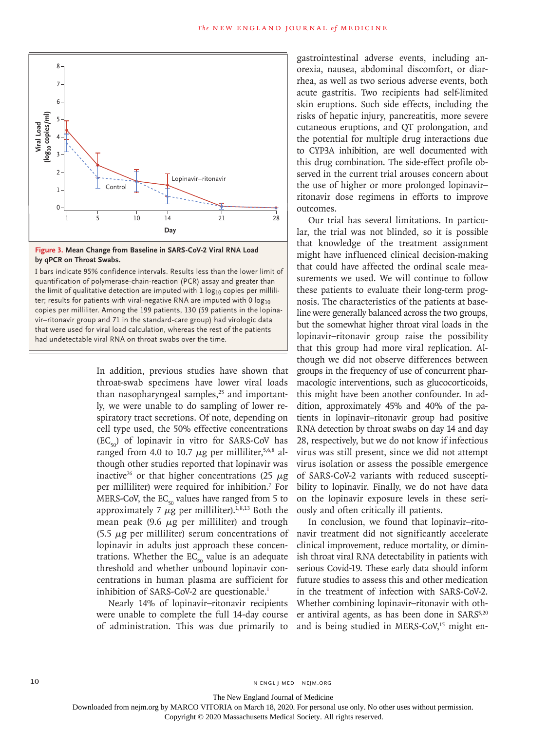Viral Load ($\log_{10}$ copies/ml)

8
7
6
5
4
3
2
1
0

1
5
10
14
21
28

Day

Lopinavir–ritonavir

Control

**Figure 3. Mean Change from Baseline in SARS-CoV-2 Viral RNA Load by qPCR on Throat Swabs.**

I bars indicate 95% confidence intervals. Results less than the lower limit of quantification of polymerase-chain-reaction (PCR) assay and greater than the limit of qualitative detection are imputed with 1 $\log_{10}$ copies per milliliter; results for patients with viral-negative RNA are imputed with 0 $\log_{10}$ copies per milliliter. Among the 199 patients, 130 (59 patients in the lopinavir–ritonavir group and 71 in the standard-care group) had virologic data that were used for viral load calculation, whereas the rest of the patients had undetectable viral RNA on throat swabs over the time.

In addition, previous studies have shown that throat-swab specimens have lower viral loads than nasopharyngeal samples,[25] and importantly, we were unable to do sampling of lower respiratory tract secretions. Of note, depending on cell type used, the 50% effective concentrations ($EC_{50}$) of lopinavir in vitro for SARS-CoV has ranged from 4.0 to 10.7 μg per milliliter,[5,6,8] although other studies reported that lopinavir was inactive[26] or that higher concentrations (25 μg per milliliter) were required for inhibition.[7] For MERS-CoV, the $EC_{50}$ values have ranged from 5 to approximately 7 μg per milliliter).[1,8,13] Both the mean peak (9.6 μg per milliliter) and trough (5.5 μg per milliliter) serum concentrations of lopinavir in adults just approach these concentrations. Whether the $EC_{50}$ value is an adequate threshold and whether unbound lopinavir concentrations in human plasma are sufficient for inhibition of SARS-CoV-2 are questionable.[1]

Nearly 14% of lopinavir–ritonavir recipients were unable to complete the full 14-day course of administration. This was due primarily to gastrointestinal adverse events, including anorexia, nausea, abdominal discomfort, or diarrhea, as well as two serious adverse events, both acute gastritis. Two recipients had self-limited skin eruptions. Such side effects, including the risks of hepatic injury, pancreatitis, more severe cutaneous eruptions, and QT prolongation, and the potential for multiple drug interactions due to CYP3A inhibition, are well documented with this drug combination. The side-effect profile observed in the current trial arouses concern about the use of higher or more prolonged lopinavir–ritonavir dose regimens in efforts to improve outcomes.

Our trial has several limitations. In particular, the trial was not blinded, so it is possible that knowledge of the treatment assignment might have influenced clinical decision-making that could have affected the ordinal scale measurements we used. We will continue to follow these patients to evaluate their long-term prognosis. The characteristics of the patients at baseline were generally balanced across the two groups, but the somewhat higher throat viral loads in the lopinavir–ritonavir group raise the possibility that this group had more viral replication. Although we did not observe differences between groups in the frequency of use of concurrent pharmacologic interventions, such as glucocorticoids, this might have been another confounder. In addition, approximately 45% and 40% of the patients in lopinavir–ritonavir group had positive RNA detection by throat swabs on day 14 and day 28, respectively, but we do not know if infectious virus was still present, since we did not attempt virus isolation or assess the possible emergence of SARS-CoV-2 variants with reduced susceptibility to lopinavir. Finally, we do not have data on the lopinavir exposure levels in these seriously and often critically ill patients.

In conclusion, we found that lopinavir–ritonavir treatment did not significantly accelerate clinical improvement, reduce mortality, or diminish throat viral RNA detectability in patients with serious Covid-19. These early data should inform future studies to assess this and other medication in the treatment of infection with SARS-CoV-2. Whether combining lopinavir–ritonavir with other antiviral agents, as has been done in SARS[5,20] and is being studied in MERS-CoV,[15] might en-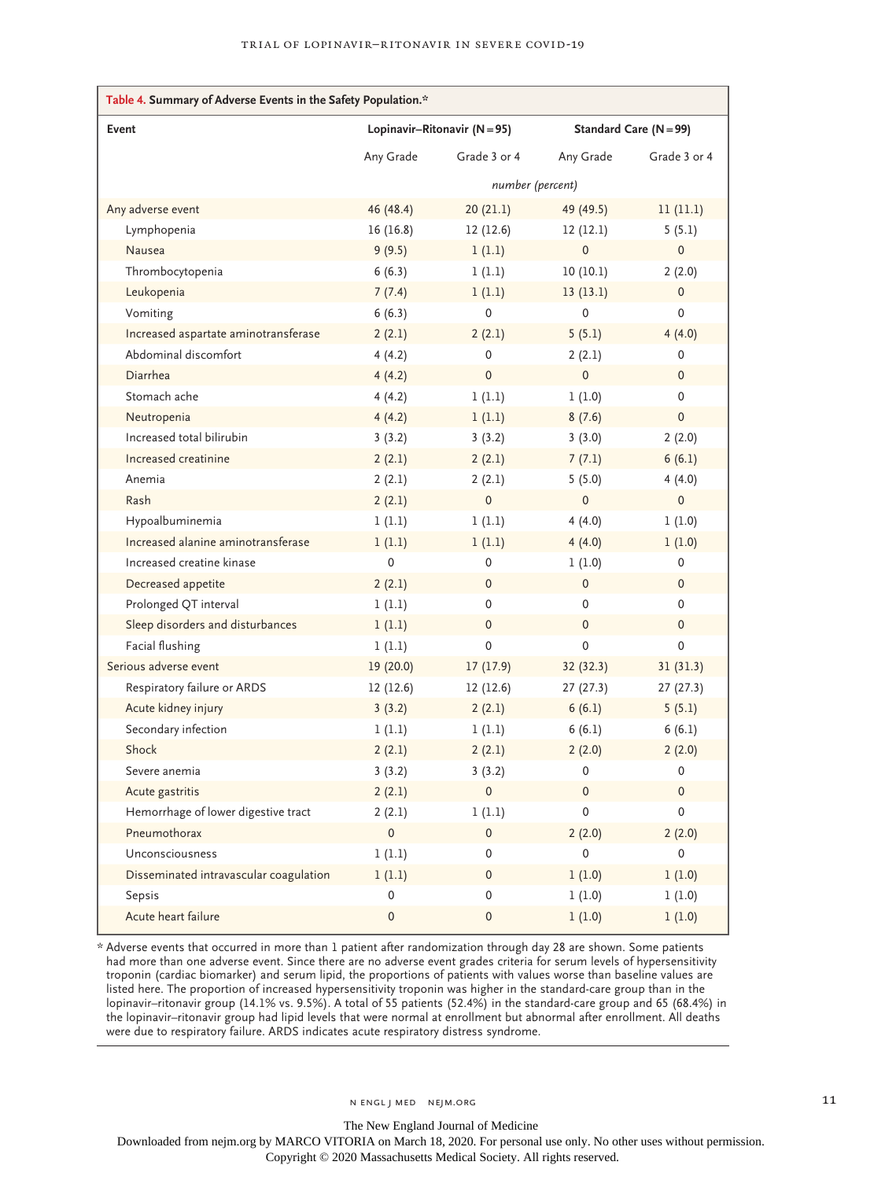**Table 4. Summary of Adverse Events in the Safety Population.***

| Event | Lopinavir–Ritonavir (N=95) | | Standard Care (N=99) | |
|---|---|---|---|---|
| | Any Grade | Grade 3 or 4 | Any Grade | Grade 3 or 4 |
| | *number (percent)* | | | |
| Any adverse event | 46 (48.4) | 20 (21.1) | 49 (49.5) | 11 (11.1) |
| Lymphopenia | 16 (16.8) | 12 (12.6) | 12 (12.1) | 5 (5.1) |
| Nausea | 9 (9.5) | 1 (1.1) | 0 | 0 |
| Thrombocytopenia | 6 (6.3) | 1 (1.1) | 10 (10.1) | 2 (2.0) |
| Leukopenia | 7 (7.4) | 1 (1.1) | 13 (13.1) | 0 |
| Vomiting | 6 (6.3) | 0 | 0 | 0 |
| Increased aspartate aminotransferase | 2 (2.1) | 2 (2.1) | 5 (5.1) | 4 (4.0) |
| Abdominal discomfort | 4 (4.2) | 0 | 2 (2.1) | 0 |
| Diarrhea | 4 (4.2) | 0 | 0 | 0 |
| Stomach ache | 4 (4.2) | 1 (1.1) | 1 (1.0) | 0 |
| Neutropenia | 4 (4.2) | 1 (1.1) | 8 (7.6) | 0 |
| Increased total bilirubin | 3 (3.2) | 3 (3.2) | 3 (3.0) | 2 (2.0) |
| Increased creatinine | 2 (2.1) | 2 (2.1) | 7 (7.1) | 6 (6.1) |
| Anemia | 2 (2.1) | 2 (2.1) | 5 (5.0) | 4 (4.0) |
| Rash | 2 (2.1) | 0 | 0 | 0 |
| Hypoalbuminemia | 1 (1.1) | 1 (1.1) | 4 (4.0) | 1 (1.0) |
| Increased alanine aminotransferase | 1 (1.1) | 1 (1.1) | 4 (4.0) | 1 (1.0) |
| Increased creatine kinase | 0 | 0 | 1 (1.0) | 0 |
| Decreased appetite | 2 (2.1) | 0 | 0 | 0 |
| Prolonged QT interval | 1 (1.1) | 0 | 0 | 0 |
| Sleep disorders and disturbances | 1 (1.1) | 0 | 0 | 0 |
| Facial flushing | 1 (1.1) | 0 | 0 | 0 |
| Serious adverse event | 19 (20.0) | 17 (17.9) | 32 (32.3) | 31 (31.3) |
| Respiratory failure or ARDS | 12 (12.6) | 12 (12.6) | 27 (27.3) | 27 (27.3) |
| Acute kidney injury | 3 (3.2) | 2 (2.1) | 6 (6.1) | 5 (5.1) |
| Secondary infection | 1 (1.1) | 1 (1.1) | 6 (6.1) | 6 (6.1) |
| Shock | 2 (2.1) | 2 (2.1) | 2 (2.0) | 2 (2.0) |
| Severe anemia | 3 (3.2) | 3 (3.2) | 0 | 0 |
| Acute gastritis | 2 (2.1) | 0 | 0 | 0 |
| Hemorrhage of lower digestive tract | 2 (2.1) | 1 (1.1) | 0 | 0 |
| Pneumothorax | 0 | 0 | 2 (2.0) | 2 (2.0) |
| Unconsciousness | 1 (1.1) | 0 | 0 | 0 |
| Disseminated intravascular coagulation | 1 (1.1) | 0 | 1 (1.0) | 1 (1.0) |
| Sepsis | 0 | 0 | 1 (1.0) | 1 (1.0) |
| Acute heart failure | 0 | 0 | 1 (1.0) | 1 (1.0) |

\* Adverse events that occurred in more than 1 patient after randomization through day 28 are shown. Some patients had more than one adverse event. Since there are no adverse event grades criteria for serum levels of hypersensitivity troponin (cardiac biomarker) and serum lipid, the proportions of patients with values worse than baseline values are listed here. The proportion of increased hypersensitivity troponin was higher in the standard-care group than in the lopinavir–ritonavir group (14.1% vs. 9.5%). A total of 55 patients (52.4%) in the standard-care group and 65 (68.4%) in the lopinavir–ritonavir group had lipid levels that were normal at enrollment but abnormal after enrollment. All deaths were due to respiratory failure. ARDS indicates acute respiratory distress syndrome.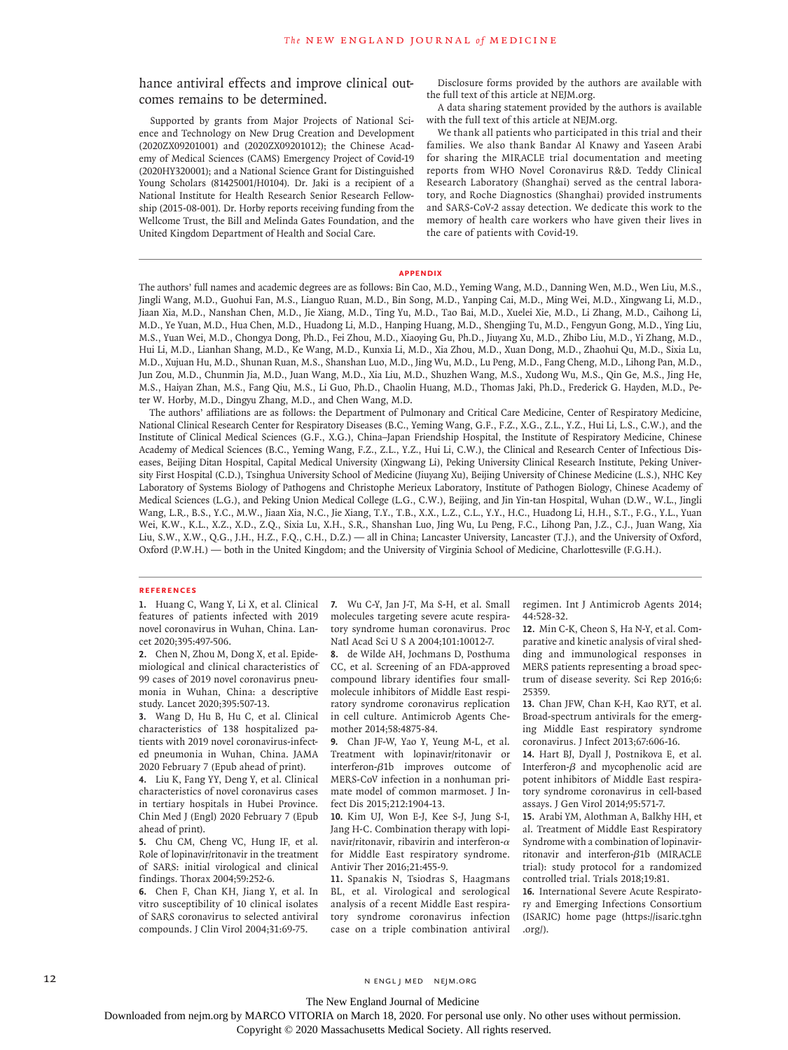hance antiviral effects and improve clinical outcomes remains to be determined.

Supported by grants from Major Projects of National Science and Technology on New Drug Creation and Development (2020ZX09201001) and (2020ZX09201012); the Chinese Academy of Medical Sciences (CAMS) Emergency Project of Covid-19 (2020HY320001); and a National Science Grant for Distinguished Young Scholars (81425001/H0104). Dr. Jaki is a recipient of a National Institute for Health Research Senior Research Fellowship (2015-08-001). Dr. Horby reports receiving funding from the Wellcome Trust, the Bill and Melinda Gates Foundation, and the United Kingdom Department of Health and Social Care.

Disclosure forms provided by the authors are available with the full text of this article at NEJM.org.

A data sharing statement provided by the authors is available with the full text of this article at NEJM.org.

We thank all patients who participated in this trial and their families. We also thank Bandar Al Knawy and Yaseen Arabi for sharing the MIRACLE trial documentation and meeting reports from WHO Novel Coronavirus R&D. Teddy Clinical Research Laboratory (Shanghai) served as the central laboratory, and Roche Diagnostics (Shanghai) provided instruments and SARS-CoV-2 assay detection. We dedicate this work to the memory of health care workers who have given their lives in the care of patients with Covid-19.

## APPENDIX

The authors' full names and academic degrees are as follows: Bin Cao, M.D., Yeming Wang, M.D., Danning Wen, M.D., Wen Liu, M.S., Jingli Wang, M.D., Guohui Fan, M.S., Lianguo Ruan, M.D., Bin Song, M.D., Yanping Cai, M.D., Ming Wei, M.D., Xingwang Li, M.D., Jiaan Xia, M.D., Nanshan Chen, M.D., Jie Xiang, M.D., Ting Yu, M.D., Tao Bai, M.D., Xuelei Xie, M.D., Li Zhang, M.D., Caihong Li, M.D., Ye Yuan, M.D., Hua Chen, M.D., Huadong Li, M.D., Hanping Huang, M.D., Shengjing Tu, M.D., Fengyun Gong, M.D., Ying Liu, M.S., Yuan Wei, M.D., Chongya Dong, Ph.D., Fei Zhou, M.D., Xiaoying Gu, Ph.D., Jiuyang Xu, M.D., Zhibo Liu, M.D., Yi Zhang, M.D., Hui Li, M.D., Lianhan Shang, M.D., Ke Wang, M.D., Kunxia Li, M.D., Xia Zhou, M.D., Xuan Dong, M.D., Zhaohui Qu, M.D., Sixia Lu, M.D., Xujuan Hu, M.D., Shunan Ruan, M.S., Shanshan Luo, M.D., Jing Wu, M.D., Lu Peng, M.D., Fang Cheng, M.D., Lihong Pan, M.D., Jun Zou, M.D., Chunmin Jia, M.D., Juan Wang, M.D., Xia Liu, M.D., Shuzhen Wang, M.S., Xudong Wu, M.S., Qin Ge, M.S., Jing He, M.S., Haiyan Zhan, M.S., Fang Qiu, M.S., Li Guo, Ph.D., Chaolin Huang, M.D., Thomas Jaki, Ph.D., Frederick G. Hayden, M.D., Peter W. Horby, M.D., Dingyu Zhang, M.D., and Chen Wang, M.D.

The authors' affiliations are as follows: the Department of Pulmonary and Critical Care Medicine, Center of Respiratory Medicine, National Clinical Research Center for Respiratory Diseases (B.C., Yeming Wang, G.F., F.Z., X.G., Z.L., Y.Z., Hui Li, L.S., C.W.), and the Institute of Clinical Medical Sciences (G.F., X.G.), China–Japan Friendship Hospital, the Institute of Respiratory Medicine, Chinese Academy of Medical Sciences (B.C., Yeming Wang, F.Z., Z.L., Y.Z., Hui Li, C.W.), the Clinical and Research Center of Infectious Diseases, Beijing Ditan Hospital, Capital Medical University (Xingwang Li), Peking University Clinical Research Institute, Peking University First Hospital (C.D.), Tsinghua University School of Medicine (Jiuyang Xu), Beijing University of Chinese Medicine (L.S.), NHC Key Laboratory of Systems Biology of Pathogens and Christophe Merieux Laboratory, Institute of Pathogen Biology, Chinese Academy of Medical Sciences (L.G.), and Peking Union Medical College (L.G., C.W.), Beijing, and Jin Yin-tan Hospital, Wuhan (D.W., W.L., Jingli Wang, L.R., B.S., Y.C., M.W., Jiaan Xia, N.C., Jie Xiang, T.Y., T.B., X.X., L.Z., C.L., Y.Y., H.C., Huadong Li, H.H., S.T., F.G., Y.L., Yuan Wei, K.W., K.L., X.Z., X.D., Z.Q., Sixia Lu, X.H., S.R., Shanshan Luo, Jing Wu, Lu Peng, F.C., Lihong Pan, J.Z., C.J., Juan Wang, Xia Liu, S.W., X.W., Q.G., J.H., H.Z., F.Q., C.H., D.Z.) — all in China; Lancaster University, Lancaster (T.J.), and the University of Oxford, Oxford (P.W.H.) — both in the United Kingdom; and the University of Virginia School of Medicine, Charlottesville (F.G.H.).

## REFERENCES

1. Huang C, Wang Y, Li X, et al. Clinical features of patients infected with 2019 novel coronavirus in Wuhan, China. Lancet 2020;395:497-506.
2. Chen N, Zhou M, Dong X, et al. Epidemiological and clinical characteristics of 99 cases of 2019 novel coronavirus pneumonia in Wuhan, China: a descriptive study. Lancet 2020;395:507-13.
3. Wang D, Hu B, Hu C, et al. Clinical characteristics of 138 hospitalized patients with 2019 novel coronavirus-infected pneumonia in Wuhan, China. JAMA 2020 February 7 (Epub ahead of print).
4. Liu K, Fang YY, Deng Y, et al. Clinical characteristics of novel coronavirus cases in tertiary hospitals in Hubei Province. Chin Med J (Engl) 2020 February 7 (Epub ahead of print).
5. Chu CM, Cheng VC, Hung IF, et al. Role of lopinavir/ritonavir in the treatment of SARS: initial virological and clinical findings. Thorax 2004;59:252-6.
6. Chen F, Chan KH, Jiang Y, et al. In vitro susceptibility of 10 clinical isolates of SARS coronavirus to selected antiviral compounds. J Clin Virol 2004;31:69-75.
7. Wu C-Y, Jan J-T, Ma S-H, et al. Small molecules targeting severe acute respiratory syndrome human coronavirus. Proc Natl Acad Sci U S A 2004;101:10012-7.
8. de Wilde AH, Jochmans D, Posthuma CC, et al. Screening of an FDA-approved compound library identifies four small-molecule inhibitors of Middle East respiratory syndrome coronavirus replication in cell culture. Antimicrob Agents Chemother 2014;58:4875-84.
9. Chan JF-W, Yao Y, Yeung M-L, et al. Treatment with lopinavir/ritonavir or interferon-β1b improves outcome of MERS-CoV infection in a nonhuman primate model of common marmoset. J Infect Dis 2015;212:1904-13.
10. Kim UJ, Won E-J, Kee S-J, Jung S-I, Jang H-C. Combination therapy with lopinavir/ritonavir, ribavirin and interferon-α for Middle East respiratory syndrome. Antivir Ther 2016;21:455-9.
11. Spanakis N, Tsiodras S, Haagmans BL, et al. Virological and serological analysis of a recent Middle East respiratory syndrome coronavirus infection case on a triple combination antiviral regimen. Int J Antimicrob Agents 2014;44:528-32.
12. Min C-K, Cheon S, Ha N-Y, et al. Comparative and kinetic analysis of viral shedding and immunological responses in MERS patients representing a broad spectrum of disease severity. Sci Rep 2016;6:25359.
13. Chan JFW, Chan K-H, Kao RYT, et al. Broad-spectrum antivirals for the emerging Middle East respiratory syndrome coronavirus. J Infect 2013;67:606-16.
14. Hart BJ, Dyall J, Postnikova E, et al. Interferon-β and mycophenolic acid are potent inhibitors of Middle East respiratory syndrome coronavirus in cell-based assays. J Gen Virol 2014;95:571-7.
15. Arabi YM, Alothman A, Balkhy HH, et al. Treatment of Middle East Respiratory Syndrome with a combination of lopinavir-ritonavir and interferon-β1b (MIRACLE trial): study protocol for a randomized controlled trial. Trials 2018;19:81.
16. International Severe Acute Respiratory and Emerging Infections Consortium (ISARIC) home page (https://isaric.tghn.org/).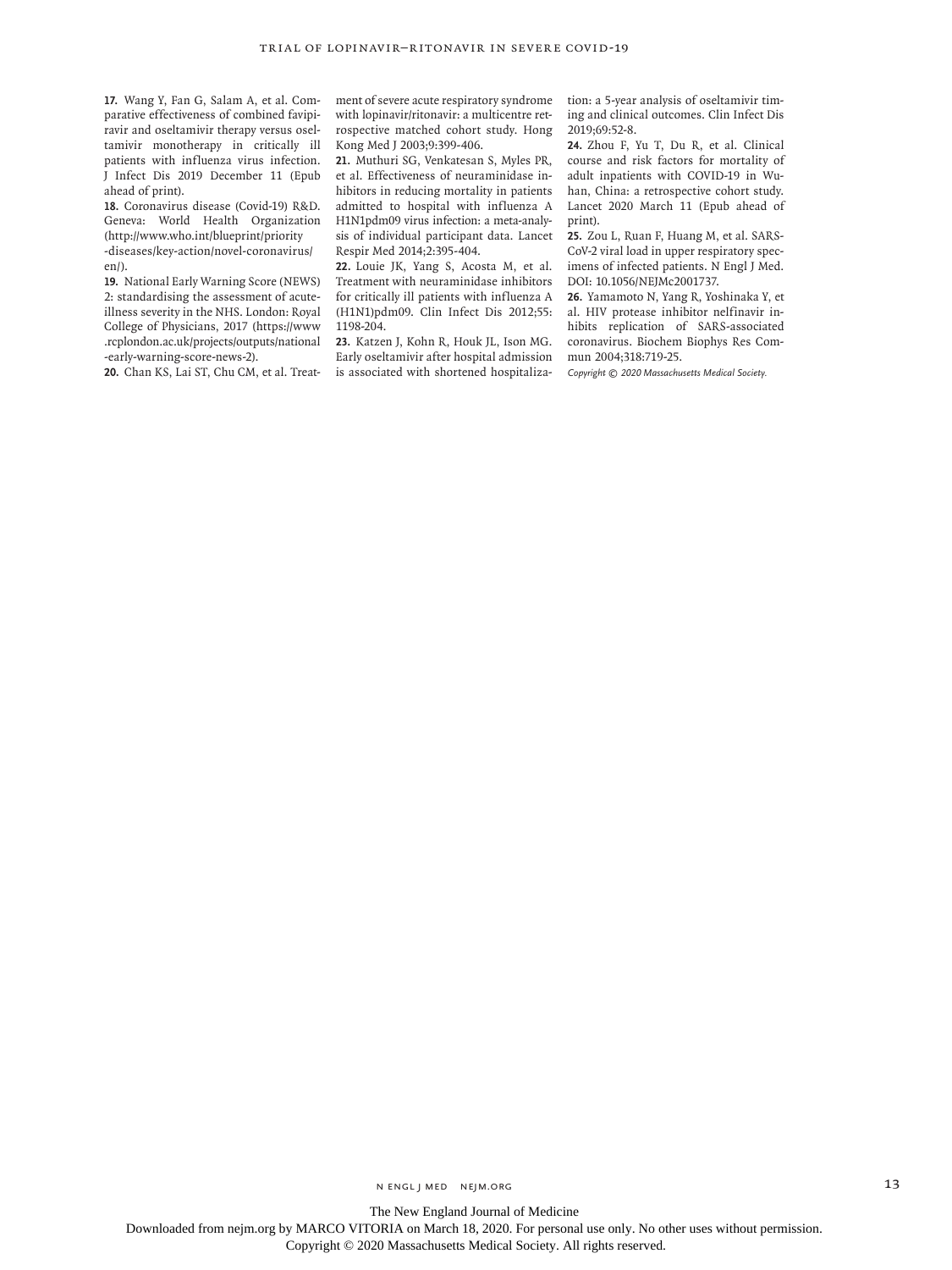17. Wang Y, Fan G, Salam A, et al. Comparative effectiveness of combined favipiravir and oseltamivir therapy versus oseltamivir monotherapy in critically ill patients with influenza virus infection. J Infect Dis 2019 December 11 (Epub ahead of print).

18. Coronavirus disease (Covid-19) R&D. Geneva: World Health Organization (http://www.who.int/blueprint/priority-diseases/key-action/novel-coronavirus/en/).

19. National Early Warning Score (NEWS) 2: standardising the assessment of acute-illness severity in the NHS. London: Royal College of Physicians, 2017 (https://www.rcplondon.ac.uk/projects/outputs/national-early-warning-score-news-2).

20. Chan KS, Lai ST, Chu CM, et al. Treatment of severe acute respiratory syndrome with lopinavir/ritonavir: a multicentre retrospective matched cohort study. Hong Kong Med J 2003;9:399-406.

21. Muthuri SG, Venkatesan S, Myles PR, et al. Effectiveness of neuraminidase inhibitors in reducing mortality in patients admitted to hospital with influenza A H1N1pdm09 virus infection: a meta-analysis of individual participant data. Lancet Respir Med 2014;2:395-404.

22. Louie JK, Yang S, Acosta M, et al. Treatment with neuraminidase inhibitors for critically ill patients with influenza A (H1N1)pdm09. Clin Infect Dis 2012;55:1198-204.

23. Katzen J, Kohn R, Houk JL, Ison MG. Early oseltamivir after hospital admission is associated with shortened hospitalization: a 5-year analysis of oseltamivir timing and clinical outcomes. Clin Infect Dis 2019;69:52-8.

24. Zhou F, Yu T, Du R, et al. Clinical course and risk factors for mortality of adult inpatients with COVID-19 in Wuhan, China: a retrospective cohort study. Lancet 2020 March 11 (Epub ahead of print).

25. Zou L, Ruan F, Huang M, et al. SARS-CoV-2 viral load in upper respiratory specimens of infected patients. N Engl J Med. DOI: 10.1056/NEJMc2001737.

26. Yamamoto N, Yang R, Yoshinaka Y, et al. HIV protease inhibitor nelfinavir inhibits replication of SARS-associated coronavirus. Biochem Biophys Res Commun 2004;318:719-25.

*Copyright © 2020 Massachusetts Medical Society.*